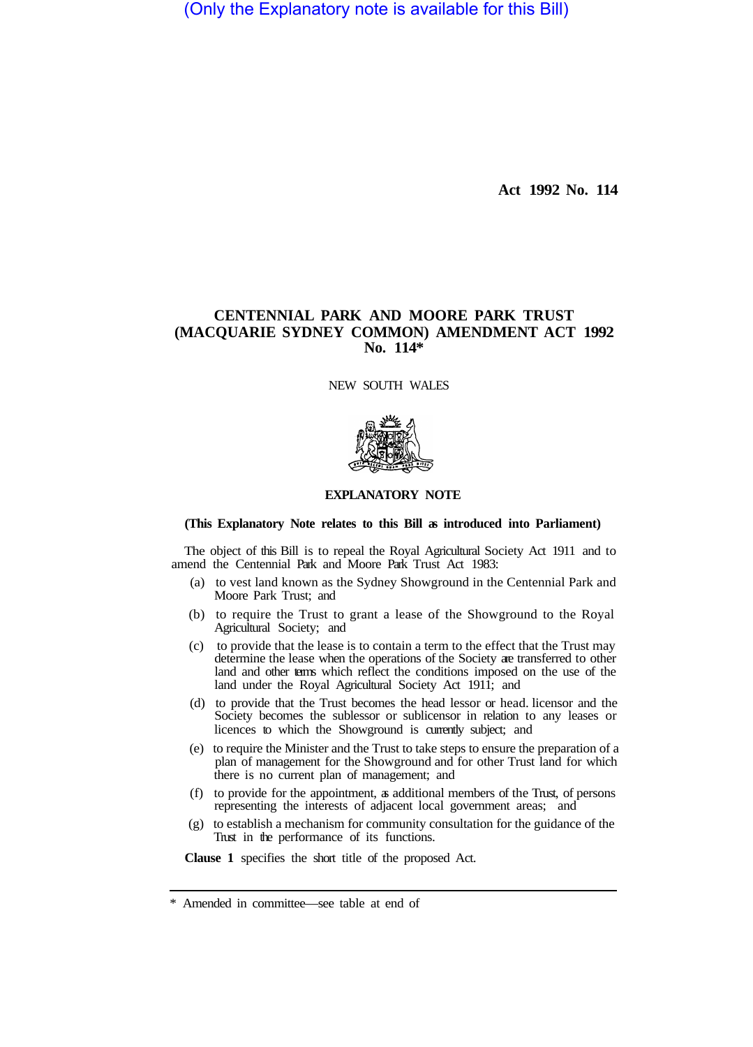(Only the Explanatory note is available for this Bill)

Act 1992 No. 114

# CENTENNIAL PARK AND MOORE PARK TRUST (MACQUARIE SYDNEY COMMON) AMENDMENT ACT 1992 No. 114*

NEW SOUTH WALES

## EXPLANATORY NOTE

**(This Explanatory Note relates to this Bill as introduced into Parliament)**

The object of this Bill is to repeal the Royal Agricultural Society Act 1911 and to amend the Centennial Park and Moore Park Trust Act 1983:

(a) to vest land known as the Sydney Showground in the Centennial Park and Moore Park Trust; and

(b) to require the Trust to grant a lease of the Showground to the Royal Agricultural Society; and

(c) to provide that the lease is to contain a term to the effect that the Trust may determine the lease when the operations of the Society are transferred to other land and other terms which reflect the conditions imposed on the use of the land under the Royal Agricultural Society Act 1911; and

(d) to provide that the Trust becomes the head lessor or head. licensor and the Society becomes the sublessor or sublicensor in relation to any leases or licences to which the Showground is currently subject; and

(e) to require the Minister and the Trust to take steps to ensure the preparation of a plan of management for the Showground and for other Trust land for which there is no current plan of management; and

(f) to provide for the appointment, as additional members of the Trust, of persons representing the interests of adjacent local government areas; and

(g) to establish a mechanism for community consultation for the guidance of the Trust in the performance of its functions.

**Clause 1** specifies the short title of the proposed Act.

---

\* Amended in committee—see table at end of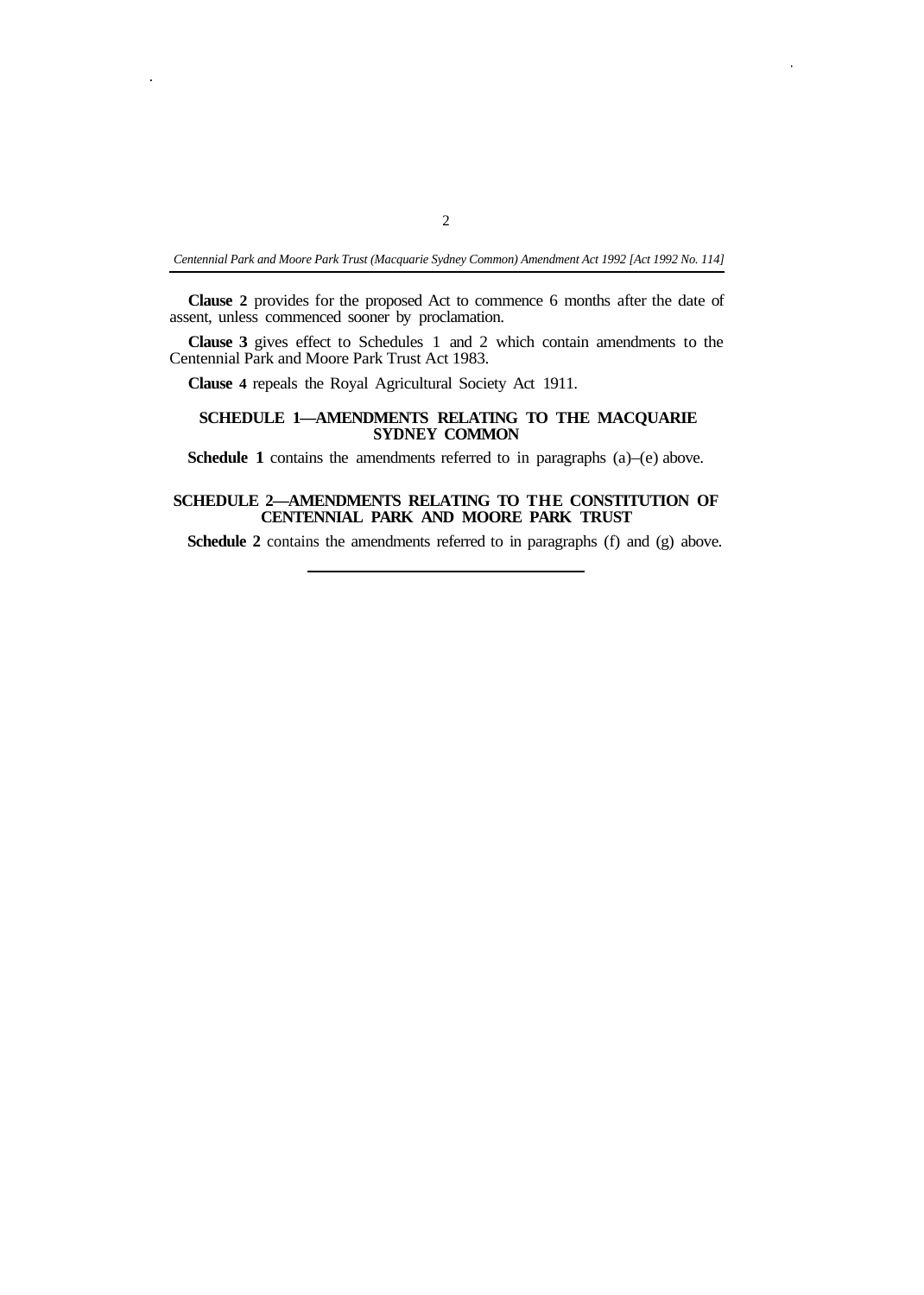**Clause 2** provides for the proposed Act to commence 6 months after the date of assent, unless commenced sooner by proclamation.

**Clause 3** gives effect to Schedules 1 and 2 which contain amendments to the Centennial Park and Moore Park Trust Act 1983.

**Clause 4** repeals the Royal Agricultural Society Act 1911.

## SCHEDULE 1—AMENDMENTS RELATING TO THE MACQUARIE SYDNEY COMMON

**Schedule 1** contains the amendments referred to in paragraphs (a)–(e) above.

## SCHEDULE 2—AMENDMENTS RELATING TO THE CONSTITUTION OF CENTENNIAL PARK AND MOORE PARK TRUST

**Schedule 2** contains the amendments referred to in paragraphs (f) and (g) above.